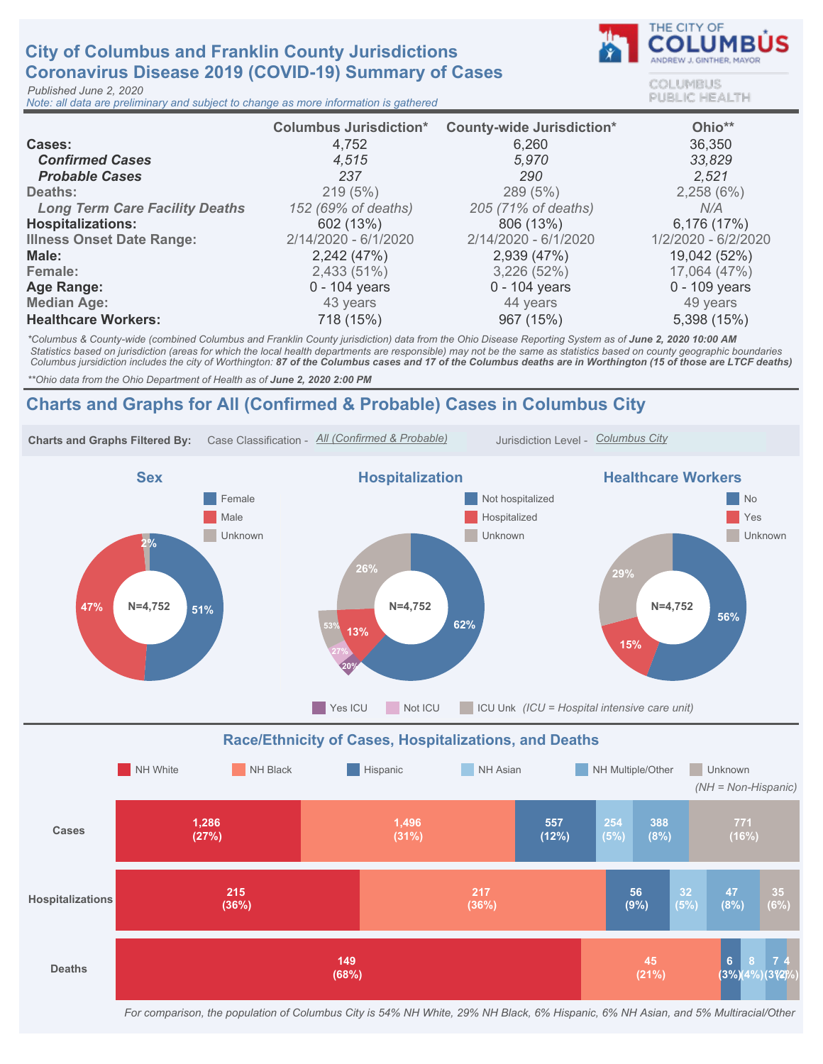# City of Columbus and Franklin County Jurisdictions
# Coronavirus Disease 2019 (COVID-19) Summary of Cases

THE CITY OF COLUMBUS
ANDREW J. GINTHER, MAYOR

COLUMBUS PUBLIC HEALTH

*Published June 2, 2020*
*Note: all data are preliminary and subject to change as more information is gathered*

| | Columbus Jurisdiction* | County-wide Jurisdiction* | Ohio** |
|---|---|---|---|
| **Cases:** | 4,752 | 6,260 | 36,350 |
| ***Confirmed Cases*** | *4,515* | *5,970* | *33,829* |
| ***Probable Cases*** | *237* | *290* | *2,521* |
| Deaths: | 219 (5%) | 289 (5%) | 2,258 (6%) |
| *Long Term Care Facility Deaths* | *152 (69% of deaths)* | *205 (71% of deaths)* | *N/A* |
| **Hospitalizations:** | 602 (13%) | 806 (13%) | 6,176 (17%) |
| Illness Onset Date Range: | 2/14/2020 - 6/1/2020 | 2/14/2020 - 6/1/2020 | 1/2/2020 - 6/2/2020 |
| **Male:** | 2,242 (47%) | 2,939 (47%) | 19,042 (52%) |
| Female: | 2,433 (51%) | 3,226 (52%) | 17,064 (47%) |
| **Age Range:** | 0 - 104 years | 0 - 104 years | 0 - 109 years |
| Median Age: | 43 years | 44 years | 49 years |
| **Healthcare Workers:** | 718 (15%) | 967 (15%) | 5,398 (15%) |

*\*Columbus & County-wide (combined Columbus and Franklin County jurisdiction) data from the Ohio Disease Reporting System as of **June 2, 2020 10:00 AM***
*Statistics based on jurisdiction (areas for which the local health departments are responsible) may not be the same as statistics based on county geographic boundaries*
*Columbus jurisdiction includes the city of Worthington: **87 of the Columbus cases and 17 of the Columbus deaths are in Worthington (15 of those are LTCF deaths)***

*\*\*Ohio data from the Ohio Department of Health as of **June 2, 2020 2:00 PM***

## Charts and Graphs for All (Confirmed & Probable) Cases in Columbus City

**Charts and Graphs Filtered By:** Case Classification - *All (Confirmed & Probable)* Jurisdiction Level - *Columbus City*

### Sex

N=4,752

| Category | Percent |
|---|---|
| Female | 51% |
| Male | 47% |
| Unknown | 2% |

### Hospitalization

N=4,752

| Category | Percent |
|---|---|
| Not hospitalized | 62% |
| Hospitalized | 13% |
| Unknown | 26% |

Of hospitalized: Yes ICU 20%, Not ICU 27%, ICU Unk 53% *(ICU = Hospital intensive care unit)*

### Healthcare Workers

N=4,752

| Category | Percent |
|---|---|
| No | 56% |
| Yes | 15% |
| Unknown | 29% |

### Race/Ethnicity of Cases, Hospitalizations, and Deaths

*(NH = Non-Hispanic)*

| | NH White | NH Black | Hispanic | NH Asian | NH Multiple/Other | Unknown |
|---|---|---|---|---|---|---|
| Cases | 1,286 (27%) | 1,496 (31%) | 557 (12%) | 254 (5%) | 388 (8%) | 771 (16%) |
| Hospitalizations | 215 (36%) | 217 (36%) | 56 (9%) | 32 (5%) | 47 (8%) | 35 (6%) |
| Deaths | 149 (68%) | 45 (21%) | 6 (3%) | 8 (4%) | 7 (3%) | 4 (2%) |

*For comparison, the population of Columbus City is 54% NH White, 29% NH Black, 6% Hispanic, 6% NH Asian, and 5% Multiracial/Other*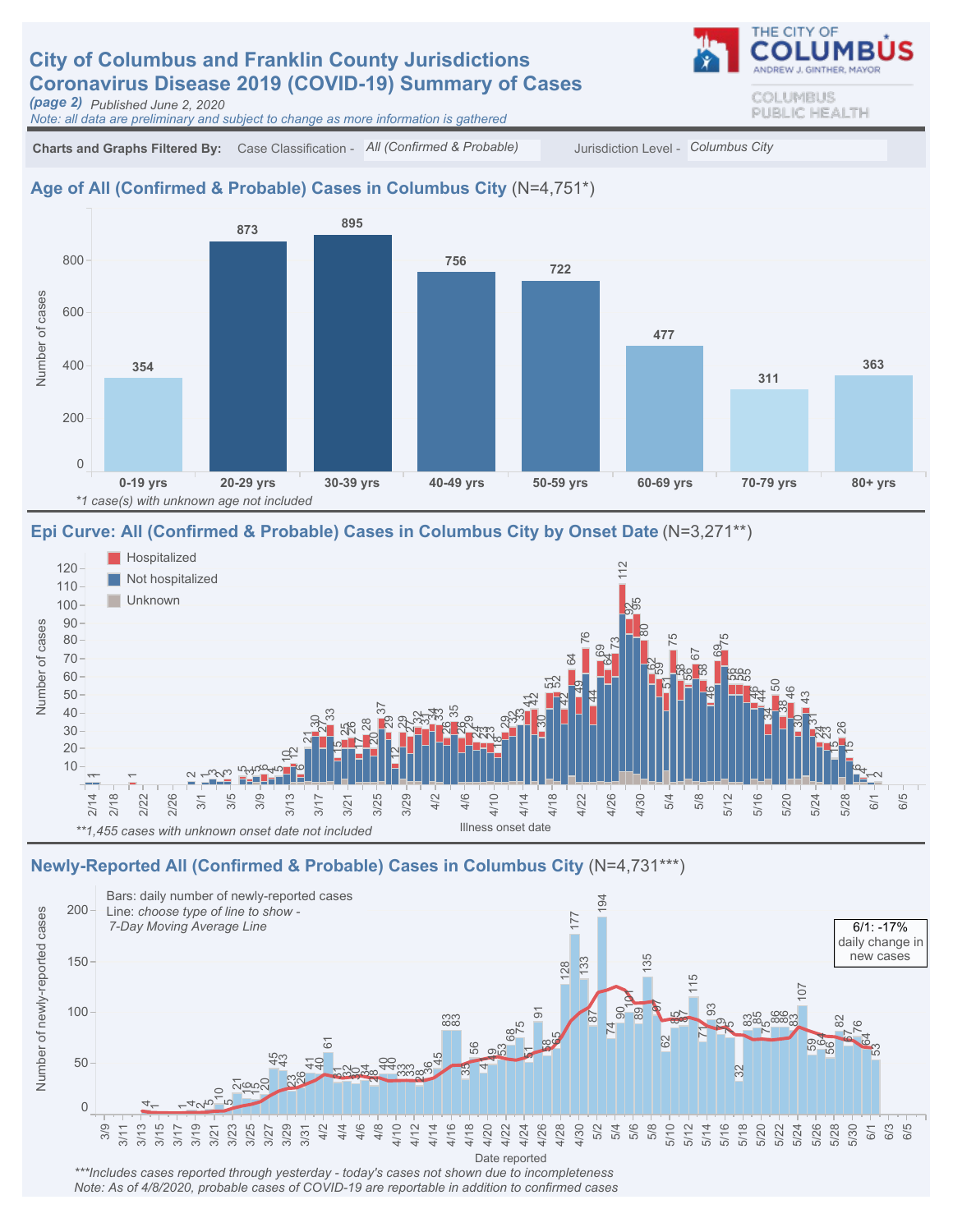# City of Columbus and Franklin County Jurisdictions Coronavirus Disease 2019 (COVID-19) Summary of Cases

*(page 2)* Published June 2, 2020

*Note: all data are preliminary and subject to change as more information is gathered*

THE CITY OF COLUMBUS
ANDREW J. GINTHER, MAYOR

COLUMBUS PUBLIC HEALTH

**Charts and Graphs Filtered By:** Case Classification - *All (Confirmed & Probable)* Jurisdiction Level - *Columbus City*

## Age of All (Confirmed & Probable) Cases in Columbus City (N=4,751*)

| Age group | Number of cases |
|---|---|
| 0-19 yrs | 354 |
| 20-29 yrs | 873 |
| 30-39 yrs | 895 |
| 40-49 yrs | 756 |
| 50-59 yrs | 722 |
| 60-69 yrs | 477 |
| 70-79 yrs | 311 |
| 80+ yrs | 363 |

*\*1 case(s) with unknown age not included*

## Epi Curve: All (Confirmed & Probable) Cases in Columbus City by Onset Date (N=3,271**)

Legend: Hospitalized; Not hospitalized; Unknown

Y-axis: Number of cases. X-axis: Illness onset date (2/14 – 6/5)

*\*\*1,455 cases with unknown onset date not included*

## Newly-Reported All (Confirmed & Probable) Cases in Columbus City (N=4,731***)

Bars: daily number of newly-reported cases

Line: *choose type of line to show - 7-Day Moving Average Line*

6/1: -17% daily change in new cases

Y-axis: Number of newly-reported cases. X-axis: Date reported (3/9 – 6/5)

*\*\*\*Includes cases reported through yesterday - today's cases not shown due to incompleteness*

*Note: As of 4/8/2020, probable cases of COVID-19 are reportable in addition to confirmed cases*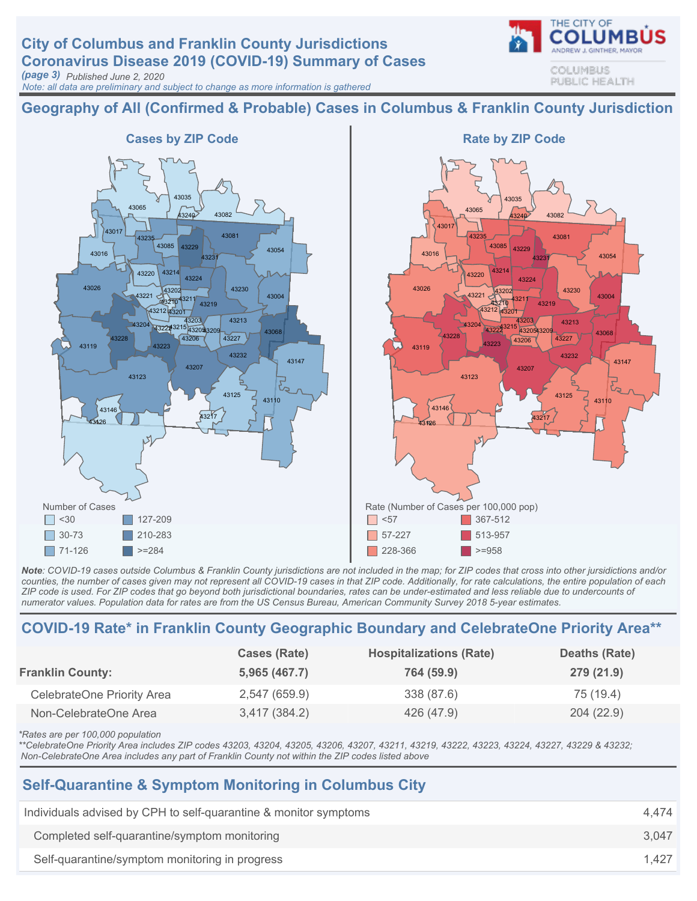# City of Columbus and Franklin County Jurisdictions
# Coronavirus Disease 2019 (COVID-19) Summary of Cases

*(page 3)* *Published June 2, 2020*

*Note: all data are preliminary and subject to change as more information is gathered*

THE CITY OF COLUMBUS
ANDREW J. GINTHER, MAYOR

COLUMBUS PUBLIC HEALTH

## Geography of All (Confirmed & Probable) Cases in Columbus & Franklin County Jurisdiction

### Cases by ZIP Code

43035
43065
43240
43082
43017
43081
43235
43085
43229
43016
43054
43231
43220
43214
43224
43026
43230
43221
43202
43004
43211
43210
43219
43212
43201
43203
43213
43204
43222
43215
43205
43209
43068
43119
43228
43206
43227
43223
43232
43147
43207
43123
43125
43110
43146
43217
43126

Number of Cases
<30
30-73
71-126
127-209
210-283
>=284

### Rate by ZIP Code

43035
43065
43240
43082
43017
43081
43235
43085
43229
43016
43054
43231
43220
43214
43224
43026
43230
43221
43202
43004
43211
43210
43219
43212
43201
43203
43213
43204
43222
43215
43205
43209
43068
43119
43228
43206
43227
43223
43232
43147
43207
43123
43125
43110
43146
43217
43126

Rate (Number of Cases per 100,000 pop)
<57
57-227
228-366
367-512
513-957
>=958

***Note**: COVID-19 cases outside Columbus & Franklin County jurisdictions are not included in the map; for ZIP codes that cross into other jursidictions and/or counties, the number of cases given may not represent all COVID-19 cases in that ZIP code. Additionally, for rate calculations, the entire population of each ZIP code is used. For ZIP codes that go beyond both jurisdictional boundaries, rates can be under-estimated and less reliable due to undercounts of numerator values. Population data for rates are from the US Census Bureau, American Community Survey 2018 5-year estimates.*

## COVID-19 Rate* in Franklin County Geographic Boundary and CelebrateOne Priority Area**

| | Cases (Rate) | Hospitalizations (Rate) | Deaths (Rate) |
|---|---|---|---|
| **Franklin County:** | **5,965 (467.7)** | **764 (59.9)** | **279 (21.9)** |
| CelebrateOne Priority Area | 2,547 (659.9) | 338 (87.6) | 75 (19.4) |
| Non-CelebrateOne Area | 3,417 (384.2) | 426 (47.9) | 204 (22.9) |

*\*Rates are per 100,000 population*

*\*\*CelebrateOne Priority Area includes ZIP codes 43203, 43204, 43205, 43206, 43207, 43211, 43219, 43222, 43223, 43224, 43227, 43229 & 43232; Non-CelebrateOne Area includes any part of Franklin County not within the ZIP codes listed above*

## Self-Quarantine & Symptom Monitoring in Columbus City

| | |
|---|---|
| Individuals advised by CPH to self-quarantine & monitor symptoms | 4,474 |
| Completed self-quarantine/symptom monitoring | 3,047 |
| Self-quarantine/symptom monitoring in progress | 1,427 |